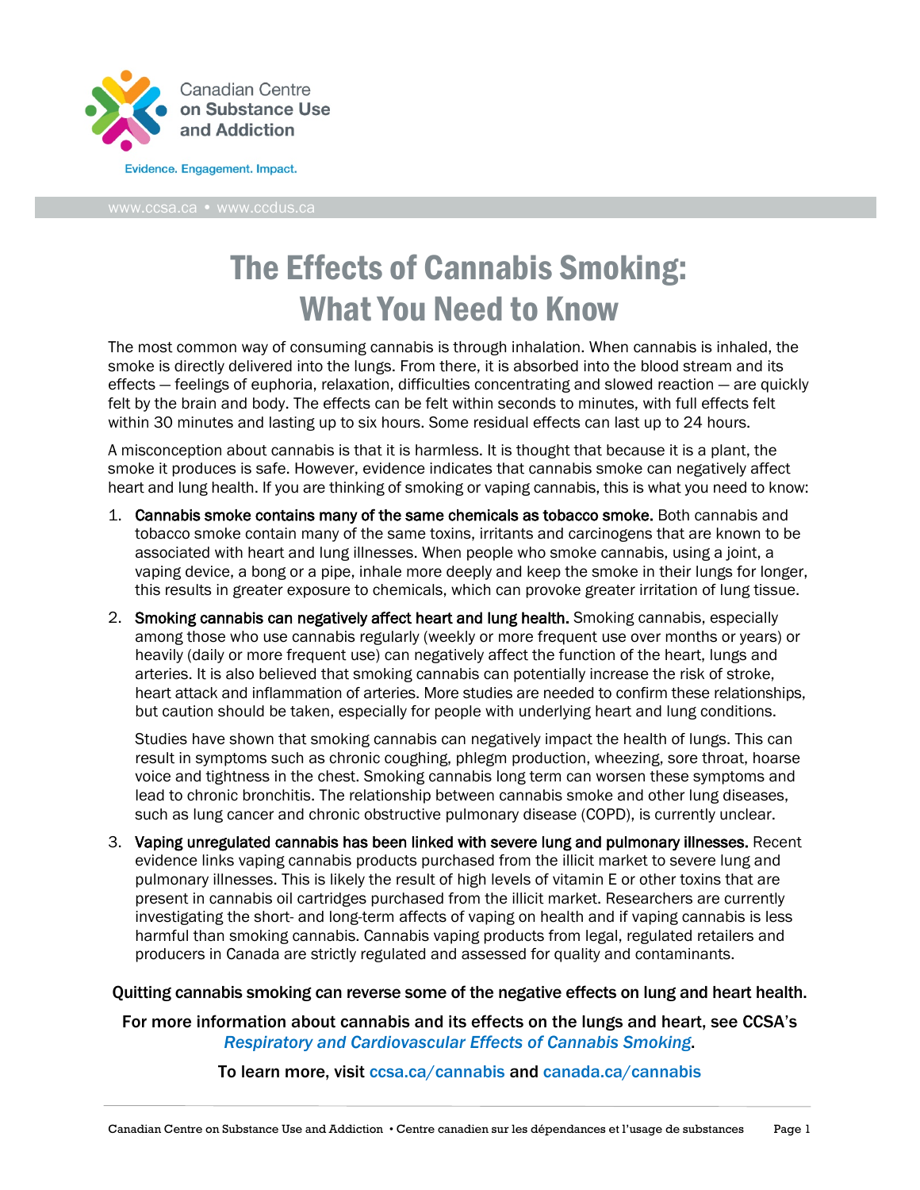Canadian Centre on Substance Use and Addiction

Evidence. Engagement. Impact.

www.ccsa.ca • www.ccdus.ca

# The Effects of Cannabis Smoking: What You Need to Know

The most common way of consuming cannabis is through inhalation. When cannabis is inhaled, the smoke is directly delivered into the lungs. From there, it is absorbed into the blood stream and its effects — feelings of euphoria, relaxation, difficulties concentrating and slowed reaction — are quickly felt by the brain and body. The effects can be felt within seconds to minutes, with full effects felt within 30 minutes and lasting up to six hours. Some residual effects can last up to 24 hours.

A misconception about cannabis is that it is harmless. It is thought that because it is a plant, the smoke it produces is safe. However, evidence indicates that cannabis smoke can negatively affect heart and lung health. If you are thinking of smoking or vaping cannabis, this is what you need to know:

1. **Cannabis smoke contains many of the same chemicals as tobacco smoke.** Both cannabis and tobacco smoke contain many of the same toxins, irritants and carcinogens that are known to be associated with heart and lung illnesses. When people who smoke cannabis, using a joint, a vaping device, a bong or a pipe, inhale more deeply and keep the smoke in their lungs for longer, this results in greater exposure to chemicals, which can provoke greater irritation of lung tissue.

2. **Smoking cannabis can negatively affect heart and lung health.** Smoking cannabis, especially among those who use cannabis regularly (weekly or more frequent use over months or years) or heavily (daily or more frequent use) can negatively affect the function of the heart, lungs and arteries. It is also believed that smoking cannabis can potentially increase the risk of stroke, heart attack and inflammation of arteries. More studies are needed to confirm these relationships, but caution should be taken, especially for people with underlying heart and lung conditions.

   Studies have shown that smoking cannabis can negatively impact the health of lungs. This can result in symptoms such as chronic coughing, phlegm production, wheezing, sore throat, hoarse voice and tightness in the chest. Smoking cannabis long term can worsen these symptoms and lead to chronic bronchitis. The relationship between cannabis smoke and other lung diseases, such as lung cancer and chronic obstructive pulmonary disease (COPD), is currently unclear.

3. **Vaping unregulated cannabis has been linked with severe lung and pulmonary illnesses.** Recent evidence links vaping cannabis products purchased from the illicit market to severe lung and pulmonary illnesses. This is likely the result of high levels of vitamin E or other toxins that are present in cannabis oil cartridges purchased from the illicit market. Researchers are currently investigating the short- and long-term affects of vaping on health and if vaping cannabis is less harmful than smoking cannabis. Cannabis vaping products from legal, regulated retailers and producers in Canada are strictly regulated and assessed for quality and contaminants.

**Quitting cannabis smoking can reverse some of the negative effects on lung and heart health.**

**For more information about cannabis and its effects on the lungs and heart, see CCSA's *Respiratory and Cardiovascular Effects of Cannabis Smoking*.**

**To learn more, visit ccsa.ca/cannabis and canada.ca/cannabis**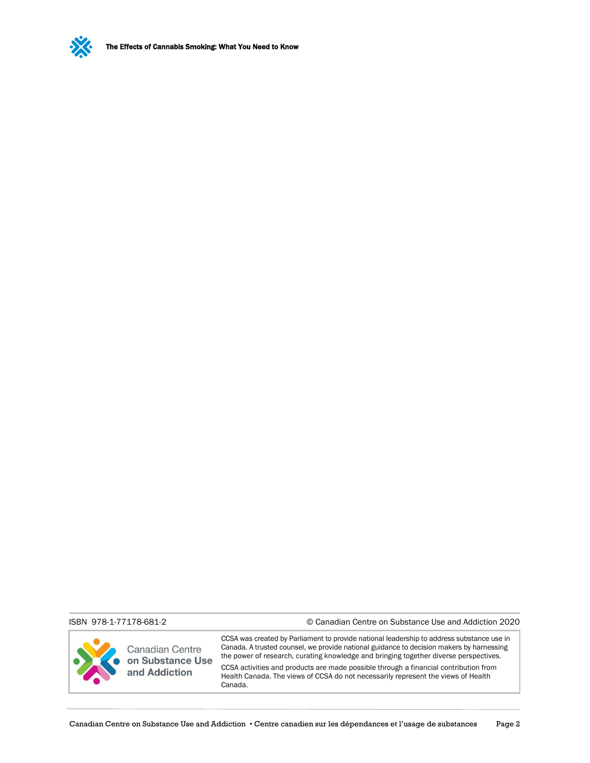ISBN 978-1-77178-681-2

© Canadian Centre on Substance Use and Addiction 2020

Canadian Centre on Substance Use and Addiction

CCSA was created by Parliament to provide national leadership to address substance use in Canada. A trusted counsel, we provide national guidance to decision makers by harnessing the power of research, curating knowledge and bringing together diverse perspectives.

CCSA activities and products are made possible through a financial contribution from Health Canada. The views of CCSA do not necessarily represent the views of Health Canada.